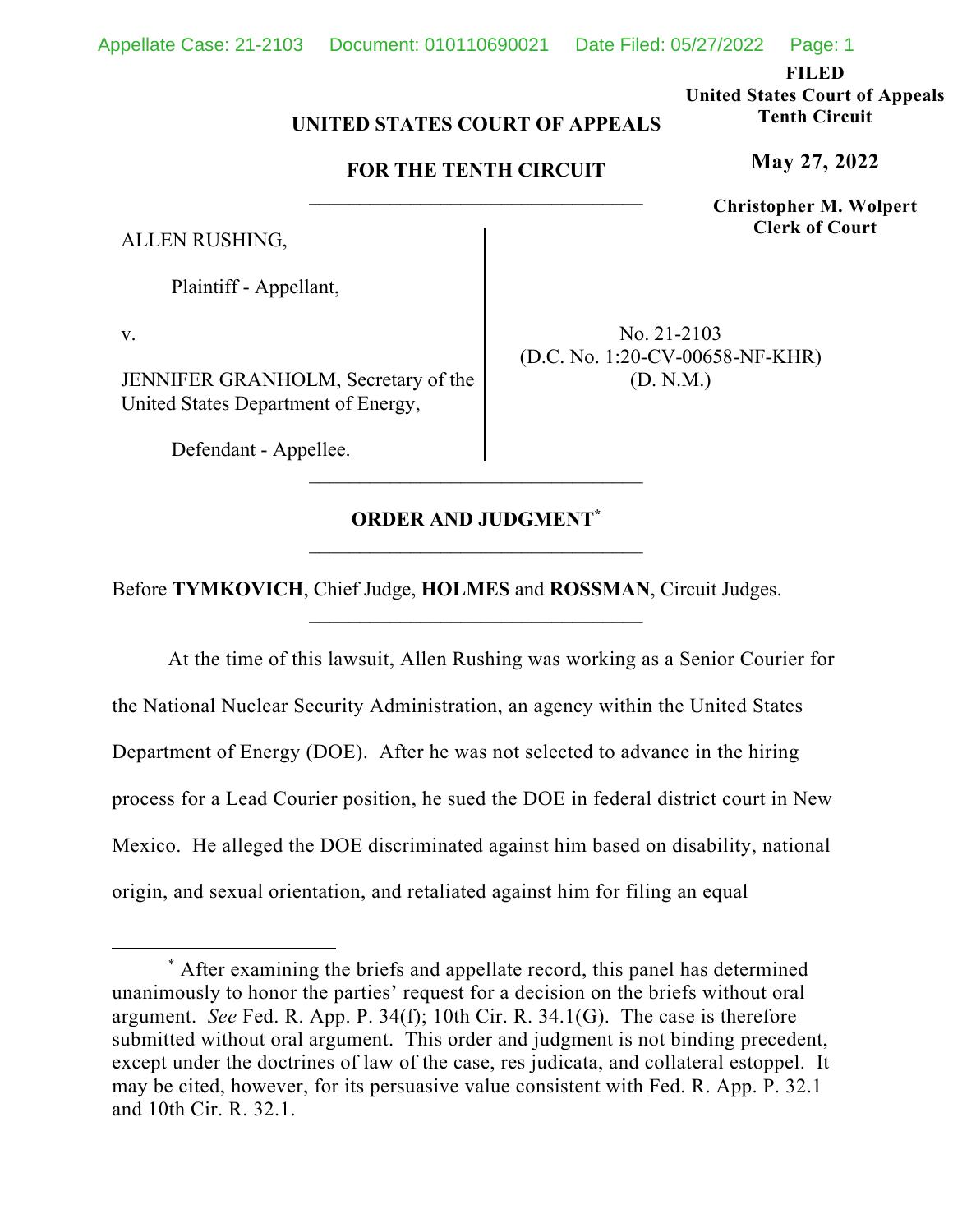FILED
United States Court of Appeals
Tenth Circuit

**May 27, 2022**

Christopher M. Wolpert
Clerk of Court

**UNITED STATES COURT OF APPEALS**

**FOR THE TENTH CIRCUIT**

---

ALLEN RUSHING,

Plaintiff - Appellant,

v.

JENNIFER GRANHOLM, Secretary of the United States Department of Energy,

Defendant - Appellee.

No. 21-2103
(D.C. No. 1:20-CV-00658-NF-KHR)
(D. N.M.)

---

**ORDER AND JUDGMENT***

---

Before **TYMKOVICH**, Chief Judge, **HOLMES** and **ROSSMAN**, Circuit Judges.

---

At the time of this lawsuit, Allen Rushing was working as a Senior Courier for the National Nuclear Security Administration, an agency within the United States Department of Energy (DOE). After he was not selected to advance in the hiring process for a Lead Courier position, he sued the DOE in federal district court in New Mexico. He alleged the DOE discriminated against him based on disability, national origin, and sexual orientation, and retaliated against him for filing an equal

---

* After examining the briefs and appellate record, this panel has determined unanimously to honor the parties' request for a decision on the briefs without oral argument. *See* Fed. R. App. P. 34(f); 10th Cir. R. 34.1(G). The case is therefore submitted without oral argument. This order and judgment is not binding precedent, except under the doctrines of law of the case, res judicata, and collateral estoppel. It may be cited, however, for its persuasive value consistent with Fed. R. App. P. 32.1 and 10th Cir. R. 32.1.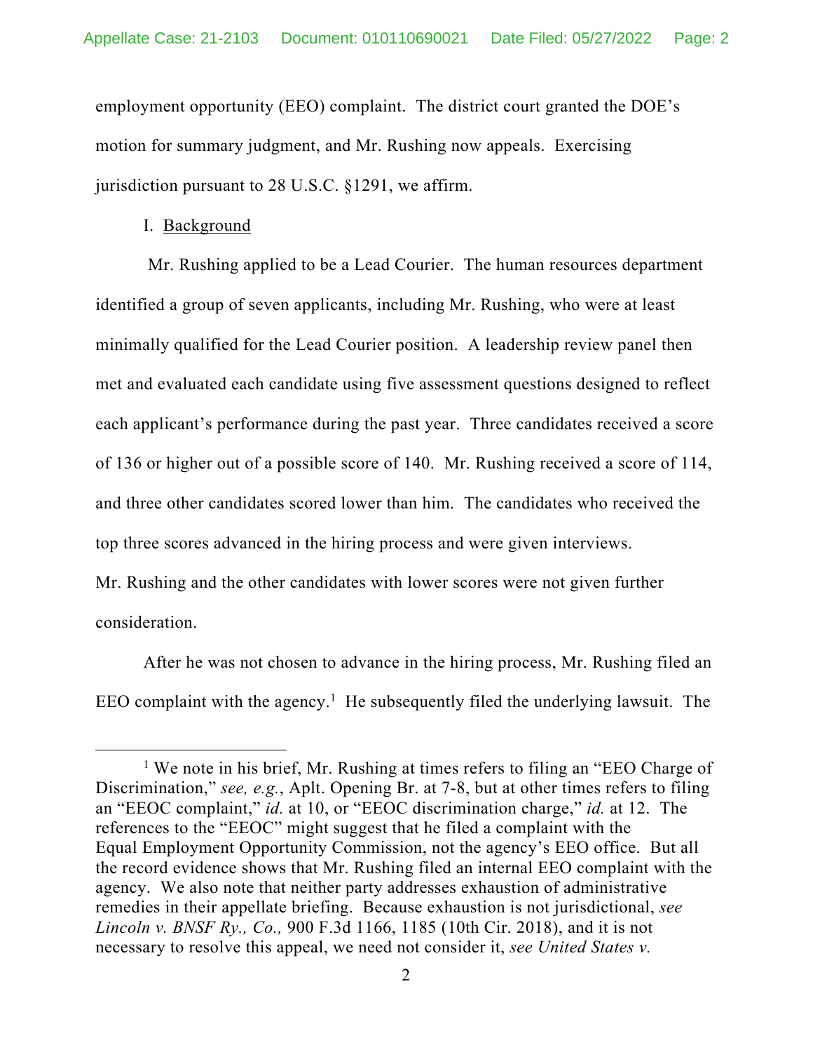employment opportunity (EEO) complaint. The district court granted the DOE's motion for summary judgment, and Mr. Rushing now appeals. Exercising jurisdiction pursuant to 28 U.S.C. §1291, we affirm.

I. Background

Mr. Rushing applied to be a Lead Courier. The human resources department identified a group of seven applicants, including Mr. Rushing, who were at least minimally qualified for the Lead Courier position. A leadership review panel then met and evaluated each candidate using five assessment questions designed to reflect each applicant's performance during the past year. Three candidates received a score of 136 or higher out of a possible score of 140. Mr. Rushing received a score of 114, and three other candidates scored lower than him. The candidates who received the top three scores advanced in the hiring process and were given interviews. Mr. Rushing and the other candidates with lower scores were not given further consideration.

After he was not chosen to advance in the hiring process, Mr. Rushing filed an EEO complaint with the agency.[1] He subsequently filed the underlying lawsuit. The

---

[1] We note in his brief, Mr. Rushing at times refers to filing an "EEO Charge of Discrimination," *see, e.g.*, Aplt. Opening Br. at 7-8, but at other times refers to filing an "EEOC complaint," *id.* at 10, or "EEOC discrimination charge," *id.* at 12. The references to the "EEOC" might suggest that he filed a complaint with the Equal Employment Opportunity Commission, not the agency's EEO office. But all the record evidence shows that Mr. Rushing filed an internal EEO complaint with the agency. We also note that neither party addresses exhaustion of administrative remedies in their appellate briefing. Because exhaustion is not jurisdictional, *see Lincoln v. BNSF Ry., Co.,* 900 F.3d 1166, 1185 (10th Cir. 2018), and it is not necessary to resolve this appeal, we need not consider it, *see United States v.*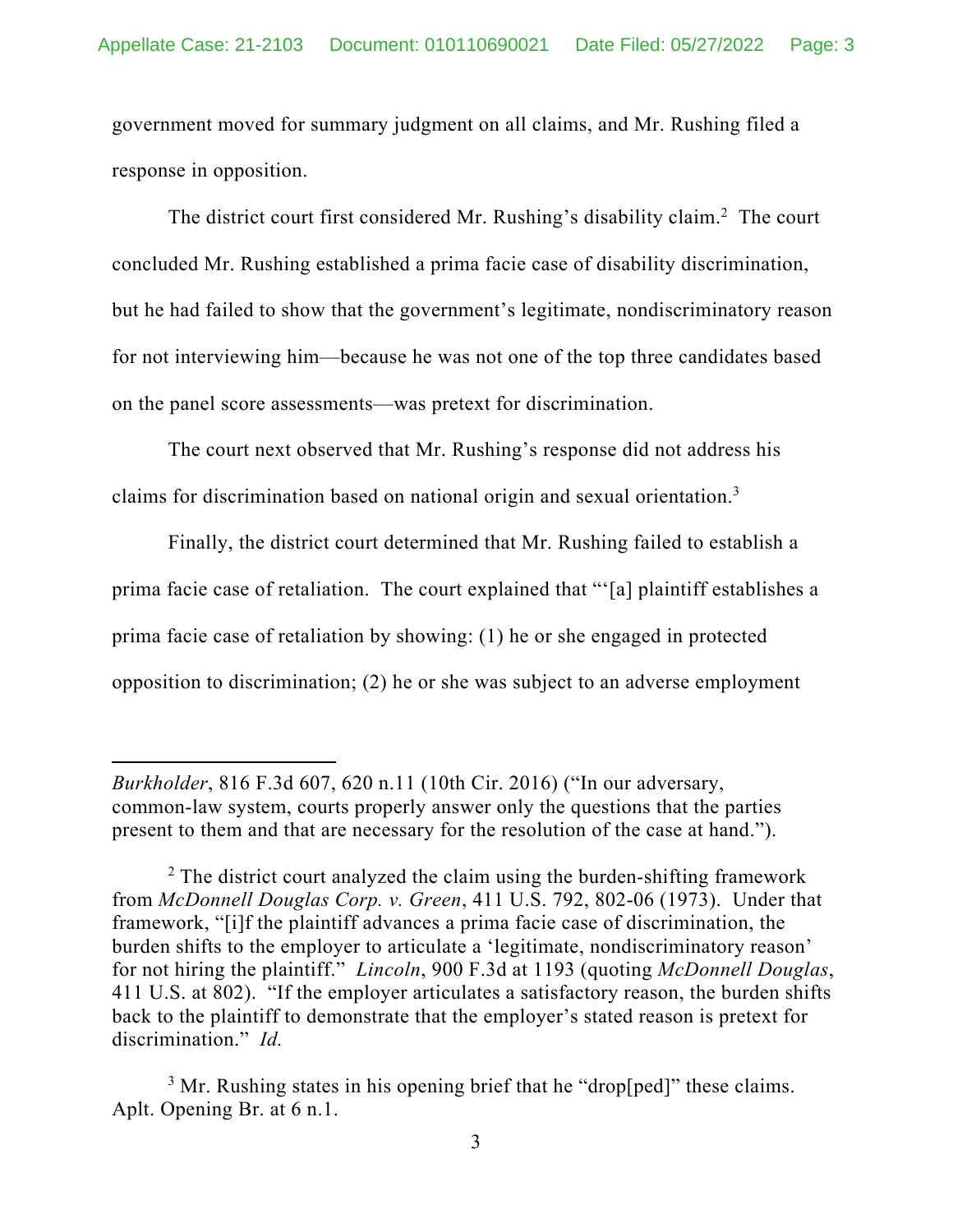government moved for summary judgment on all claims, and Mr. Rushing filed a response in opposition.

The district court first considered Mr. Rushing's disability claim.[2] The court concluded Mr. Rushing established a prima facie case of disability discrimination, but he had failed to show that the government's legitimate, nondiscriminatory reason for not interviewing him—because he was not one of the top three candidates based on the panel score assessments—was pretext for discrimination.

The court next observed that Mr. Rushing's response did not address his claims for discrimination based on national origin and sexual orientation.[3]

Finally, the district court determined that Mr. Rushing failed to establish a prima facie case of retaliation. The court explained that "'[a] plaintiff establishes a prima facie case of retaliation by showing: (1) he or she engaged in protected opposition to discrimination; (2) he or she was subject to an adverse employment

---

*Burkholder*, 816 F.3d 607, 620 n.11 (10th Cir. 2016) ("In our adversary, common-law system, courts properly answer only the questions that the parties present to them and that are necessary for the resolution of the case at hand.").

[2] The district court analyzed the claim using the burden-shifting framework from *McDonnell Douglas Corp. v. Green*, 411 U.S. 792, 802-06 (1973). Under that framework, "[i]f the plaintiff advances a prima facie case of discrimination, the burden shifts to the employer to articulate a 'legitimate, nondiscriminatory reason' for not hiring the plaintiff." *Lincoln*, 900 F.3d at 1193 (quoting *McDonnell Douglas*, 411 U.S. at 802). "If the employer articulates a satisfactory reason, the burden shifts back to the plaintiff to demonstrate that the employer's stated reason is pretext for discrimination." *Id.*

[3] Mr. Rushing states in his opening brief that he "drop[ped]" these claims. Aplt. Opening Br. at 6 n.1.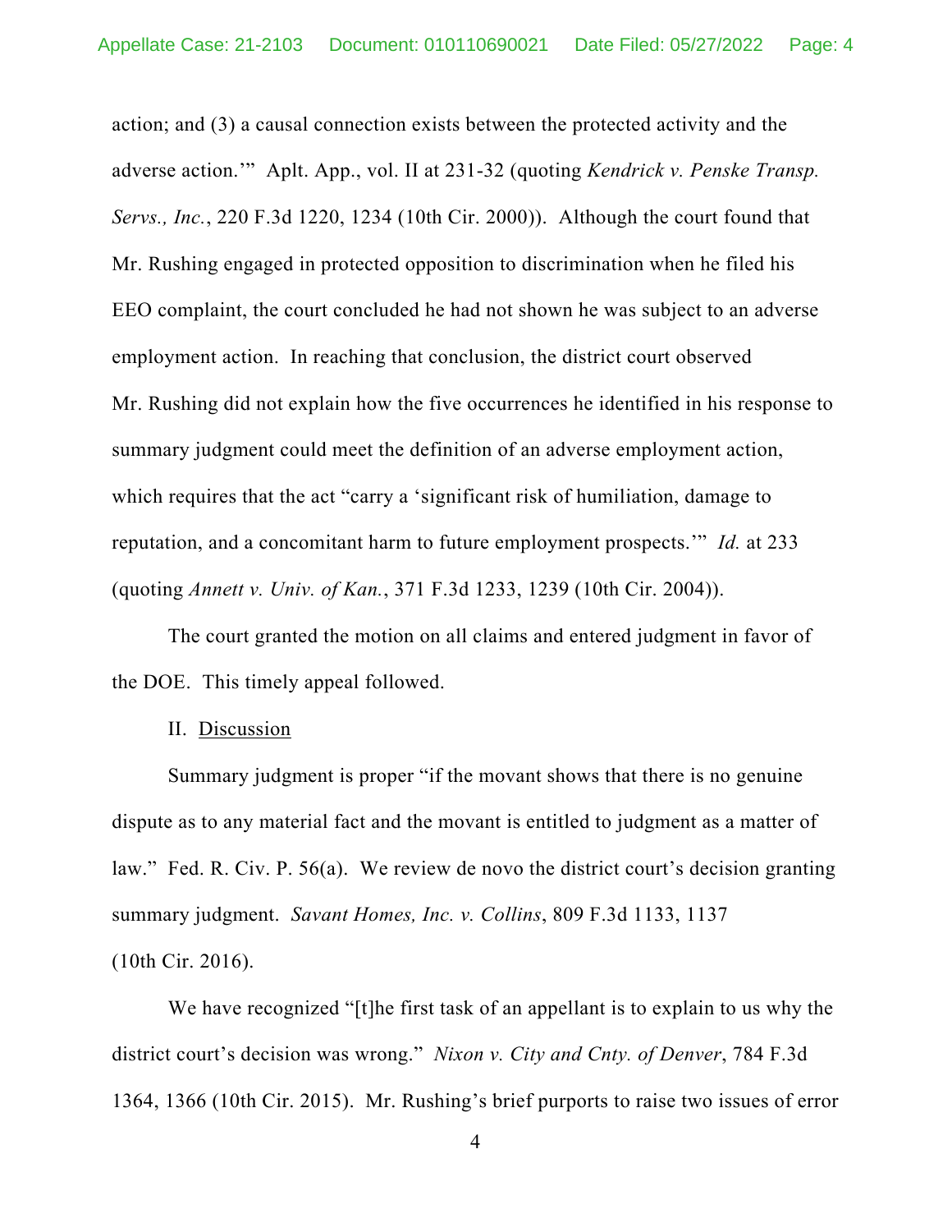action; and (3) a causal connection exists between the protected activity and the adverse action.'" Aplt. App., vol. II at 231-32 (quoting *Kendrick v. Penske Transp. Servs., Inc.*, 220 F.3d 1220, 1234 (10th Cir. 2000)). Although the court found that Mr. Rushing engaged in protected opposition to discrimination when he filed his EEO complaint, the court concluded he had not shown he was subject to an adverse employment action. In reaching that conclusion, the district court observed Mr. Rushing did not explain how the five occurrences he identified in his response to summary judgment could meet the definition of an adverse employment action, which requires that the act "carry a 'significant risk of humiliation, damage to reputation, and a concomitant harm to future employment prospects.'" *Id.* at 233 (quoting *Annett v. Univ. of Kan.*, 371 F.3d 1233, 1239 (10th Cir. 2004)).

The court granted the motion on all claims and entered judgment in favor of the DOE. This timely appeal followed.

II. Discussion

Summary judgment is proper "if the movant shows that there is no genuine dispute as to any material fact and the movant is entitled to judgment as a matter of law." Fed. R. Civ. P. 56(a). We review de novo the district court's decision granting summary judgment. *Savant Homes, Inc. v. Collins*, 809 F.3d 1133, 1137 (10th Cir. 2016).

We have recognized "[t]he first task of an appellant is to explain to us why the district court's decision was wrong." *Nixon v. City and Cnty. of Denver*, 784 F.3d 1364, 1366 (10th Cir. 2015). Mr. Rushing's brief purports to raise two issues of error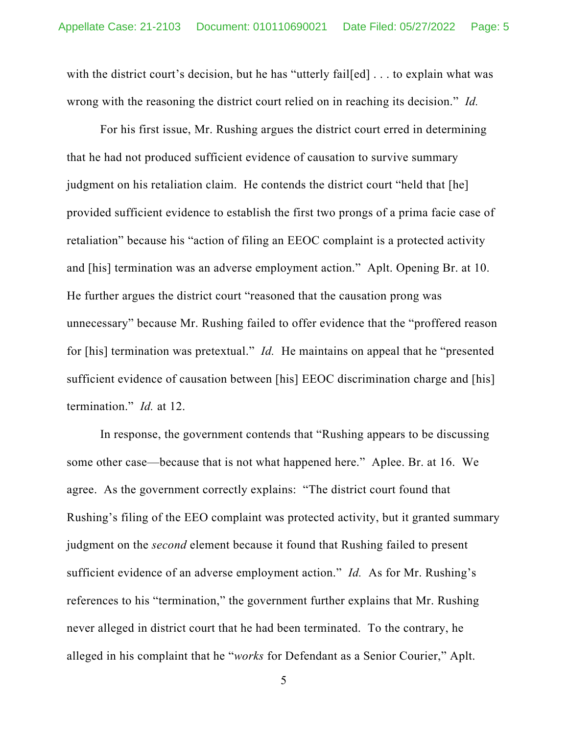with the district court's decision, but he has "utterly fail[ed] . . . to explain what was wrong with the reasoning the district court relied on in reaching its decision." *Id.*

For his first issue, Mr. Rushing argues the district court erred in determining that he had not produced sufficient evidence of causation to survive summary judgment on his retaliation claim. He contends the district court "held that [he] provided sufficient evidence to establish the first two prongs of a prima facie case of retaliation" because his "action of filing an EEOC complaint is a protected activity and [his] termination was an adverse employment action." Aplt. Opening Br. at 10. He further argues the district court "reasoned that the causation prong was unnecessary" because Mr. Rushing failed to offer evidence that the "proffered reason for [his] termination was pretextual." *Id.* He maintains on appeal that he "presented sufficient evidence of causation between [his] EEOC discrimination charge and [his] termination." *Id.* at 12.

In response, the government contends that "Rushing appears to be discussing some other case—because that is not what happened here." Aplee. Br. at 16. We agree. As the government correctly explains: "The district court found that Rushing's filing of the EEO complaint was protected activity, but it granted summary judgment on the *second* element because it found that Rushing failed to present sufficient evidence of an adverse employment action." *Id.* As for Mr. Rushing's references to his "termination," the government further explains that Mr. Rushing never alleged in district court that he had been terminated. To the contrary, he alleged in his complaint that he "*works* for Defendant as a Senior Courier," Aplt.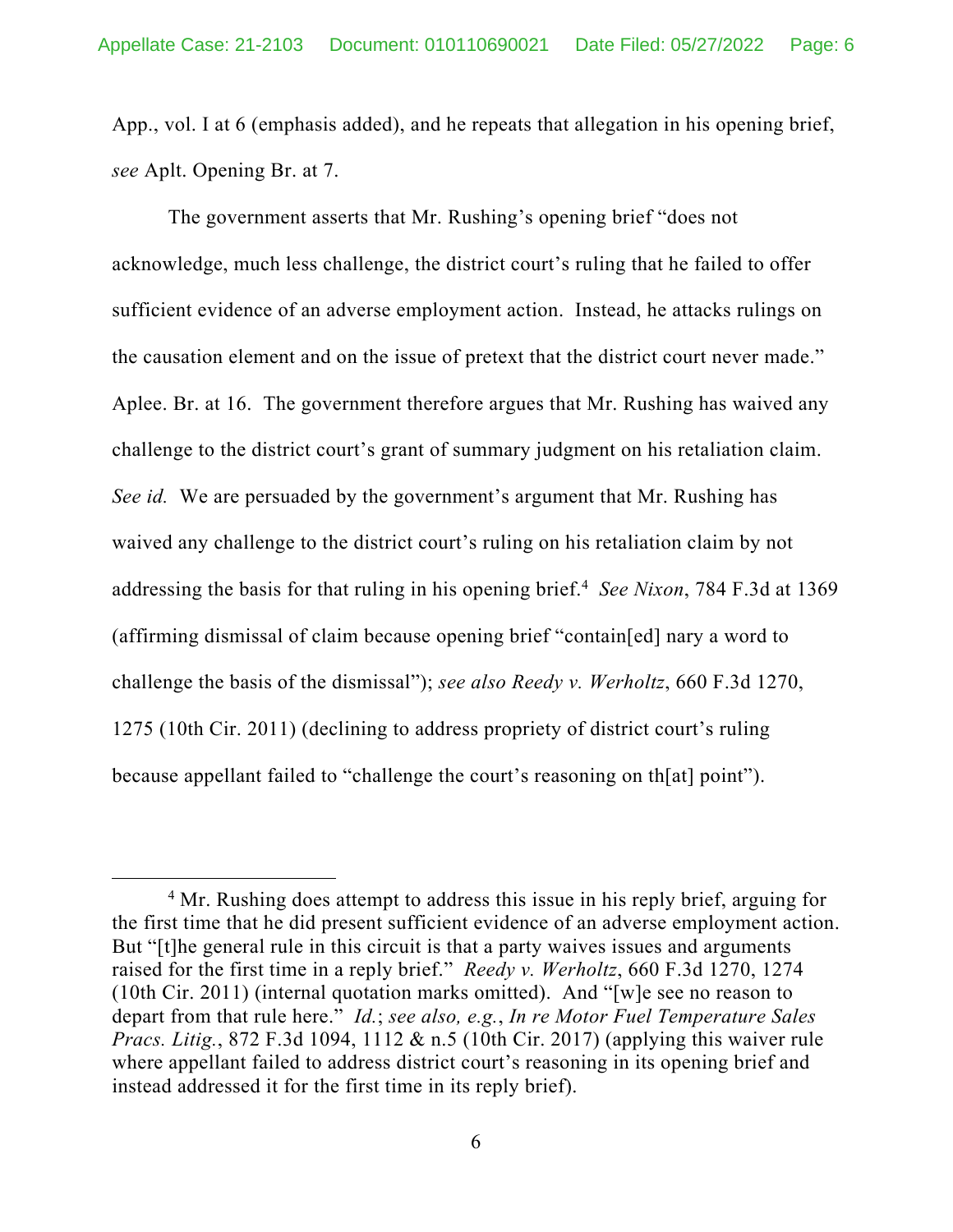App., vol. I at 6 (emphasis added), and he repeats that allegation in his opening brief, *see* Aplt. Opening Br. at 7.

The government asserts that Mr. Rushing's opening brief "does not acknowledge, much less challenge, the district court's ruling that he failed to offer sufficient evidence of an adverse employment action. Instead, he attacks rulings on the causation element and on the issue of pretext that the district court never made." Aplee. Br. at 16. The government therefore argues that Mr. Rushing has waived any challenge to the district court's grant of summary judgment on his retaliation claim. *See id.* We are persuaded by the government's argument that Mr. Rushing has waived any challenge to the district court's ruling on his retaliation claim by not addressing the basis for that ruling in his opening brief.[4] *See Nixon*, 784 F.3d at 1369 (affirming dismissal of claim because opening brief "contain[ed] nary a word to challenge the basis of the dismissal"); *see also Reedy v. Werholtz*, 660 F.3d 1270, 1275 (10th Cir. 2011) (declining to address propriety of district court's ruling because appellant failed to "challenge the court's reasoning on th[at] point").

---

[4] Mr. Rushing does attempt to address this issue in his reply brief, arguing for the first time that he did present sufficient evidence of an adverse employment action. But "[t]he general rule in this circuit is that a party waives issues and arguments raised for the first time in a reply brief." *Reedy v. Werholtz*, 660 F.3d 1270, 1274 (10th Cir. 2011) (internal quotation marks omitted). And "[w]e see no reason to depart from that rule here." *Id.*; *see also, e.g.*, *In re Motor Fuel Temperature Sales Pracs. Litig.*, 872 F.3d 1094, 1112 & n.5 (10th Cir. 2017) (applying this waiver rule where appellant failed to address district court's reasoning in its opening brief and instead addressed it for the first time in its reply brief).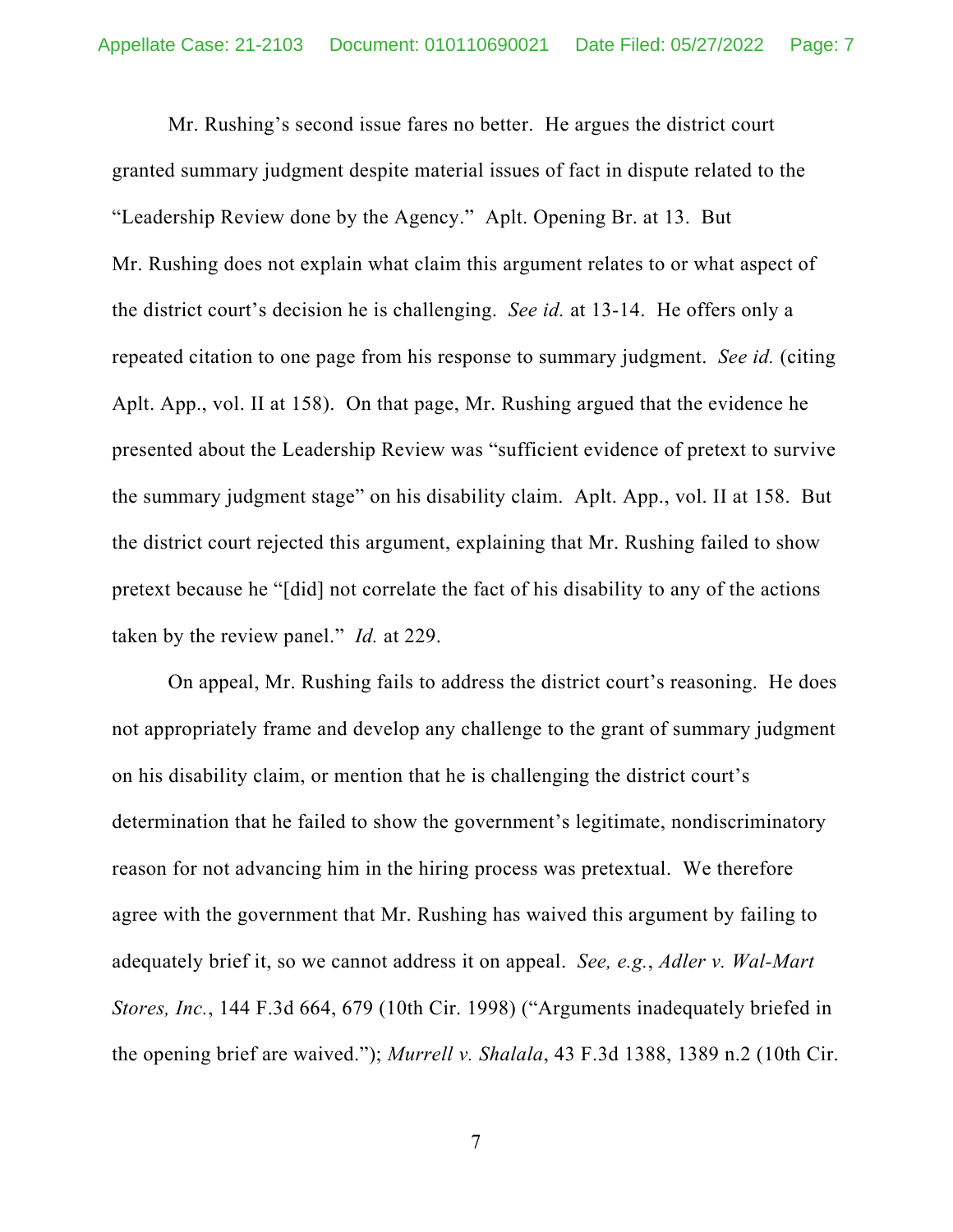Mr. Rushing's second issue fares no better. He argues the district court granted summary judgment despite material issues of fact in dispute related to the "Leadership Review done by the Agency." Aplt. Opening Br. at 13. But Mr. Rushing does not explain what claim this argument relates to or what aspect of the district court's decision he is challenging. *See id.* at 13-14. He offers only a repeated citation to one page from his response to summary judgment. *See id.* (citing Aplt. App., vol. II at 158). On that page, Mr. Rushing argued that the evidence he presented about the Leadership Review was "sufficient evidence of pretext to survive the summary judgment stage" on his disability claim. Aplt. App., vol. II at 158. But the district court rejected this argument, explaining that Mr. Rushing failed to show pretext because he "[did] not correlate the fact of his disability to any of the actions taken by the review panel." *Id.* at 229.

On appeal, Mr. Rushing fails to address the district court's reasoning. He does not appropriately frame and develop any challenge to the grant of summary judgment on his disability claim, or mention that he is challenging the district court's determination that he failed to show the government's legitimate, nondiscriminatory reason for not advancing him in the hiring process was pretextual. We therefore agree with the government that Mr. Rushing has waived this argument by failing to adequately brief it, so we cannot address it on appeal. *See, e.g.*, *Adler v. Wal-Mart Stores, Inc.*, 144 F.3d 664, 679 (10th Cir. 1998) ("Arguments inadequately briefed in the opening brief are waived."); *Murrell v. Shalala*, 43 F.3d 1388, 1389 n.2 (10th Cir.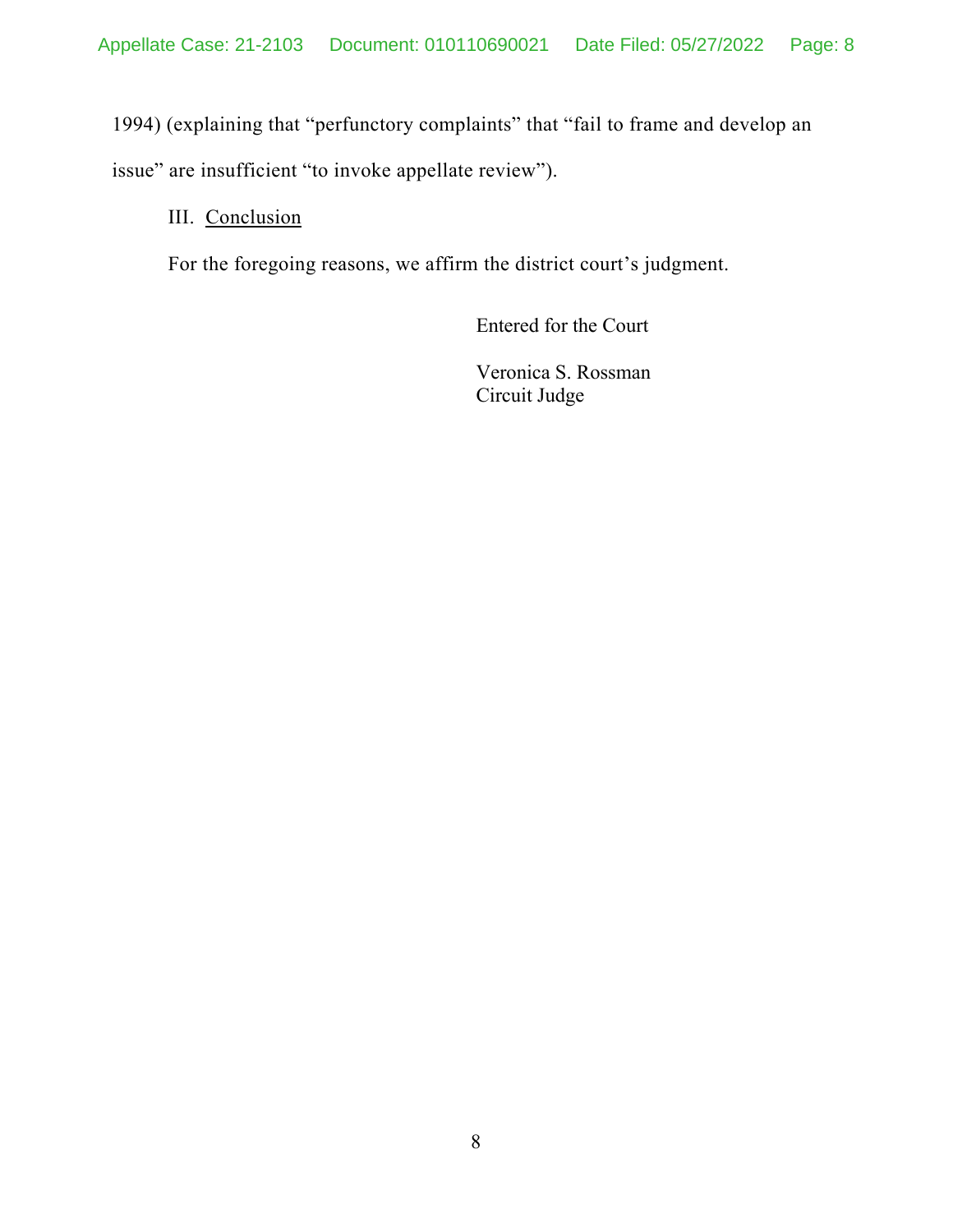1994) (explaining that "perfunctory complaints" that "fail to frame and develop an issue" are insufficient "to invoke appellate review").

III. Conclusion

For the foregoing reasons, we affirm the district court's judgment.

Entered for the Court

Veronica S. Rossman
Circuit Judge